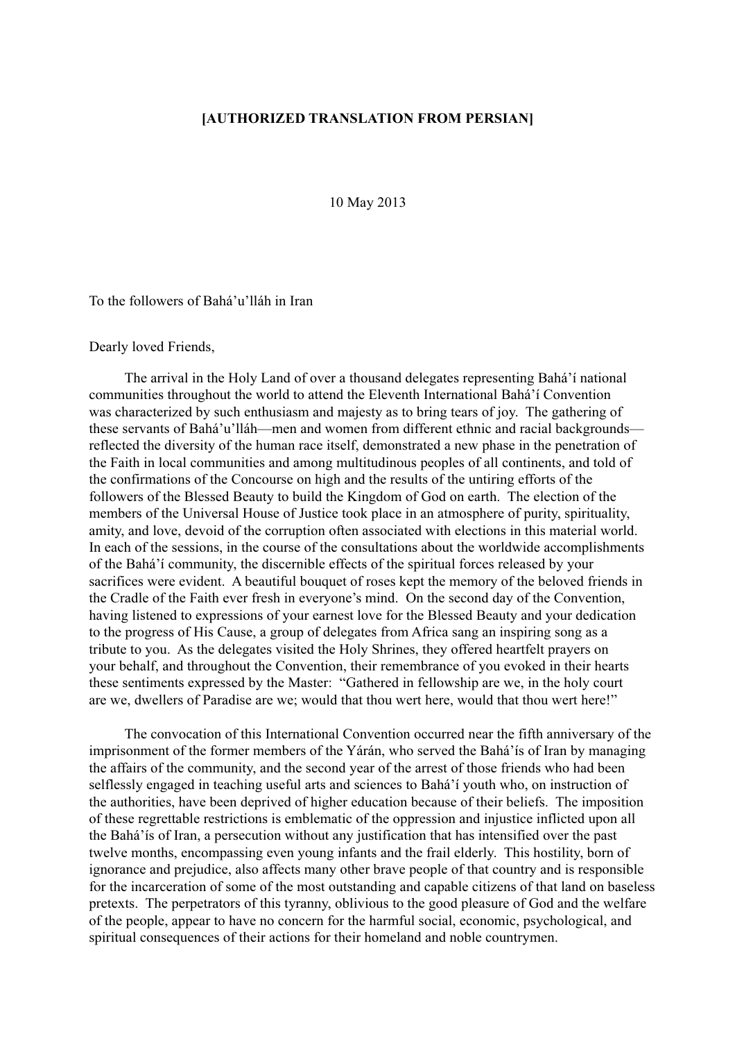**[AUTHORIZED TRANSLATION FROM PERSIAN]**

10 May 2013

To the followers of Bahá'u'lláh in Iran

Dearly loved Friends,

The arrival in the Holy Land of over a thousand delegates representing Bahá'í national communities throughout the world to attend the Eleventh International Bahá'í Convention was characterized by such enthusiasm and majesty as to bring tears of joy. The gathering of these servants of Bahá'u'lláh—men and women from different ethnic and racial backgrounds—reflected the diversity of the human race itself, demonstrated a new phase in the penetration of the Faith in local communities and among multitudinous peoples of all continents, and told of the confirmations of the Concourse on high and the results of the untiring efforts of the followers of the Blessed Beauty to build the Kingdom of God on earth. The election of the members of the Universal House of Justice took place in an atmosphere of purity, spirituality, amity, and love, devoid of the corruption often associated with elections in this material world. In each of the sessions, in the course of the consultations about the worldwide accomplishments of the Bahá'í community, the discernible effects of the spiritual forces released by your sacrifices were evident. A beautiful bouquet of roses kept the memory of the beloved friends in the Cradle of the Faith ever fresh in everyone's mind. On the second day of the Convention, having listened to expressions of your earnest love for the Blessed Beauty and your dedication to the progress of His Cause, a group of delegates from Africa sang an inspiring song as a tribute to you. As the delegates visited the Holy Shrines, they offered heartfelt prayers on your behalf, and throughout the Convention, their remembrance of you evoked in their hearts these sentiments expressed by the Master: "Gathered in fellowship are we, in the holy court are we, dwellers of Paradise are we; would that thou wert here, would that thou wert here!"

The convocation of this International Convention occurred near the fifth anniversary of the imprisonment of the former members of the Yárán, who served the Bahá'ís of Iran by managing the affairs of the community, and the second year of the arrest of those friends who had been selflessly engaged in teaching useful arts and sciences to Bahá'í youth who, on instruction of the authorities, have been deprived of higher education because of their beliefs. The imposition of these regrettable restrictions is emblematic of the oppression and injustice inflicted upon all the Bahá'ís of Iran, a persecution without any justification that has intensified over the past twelve months, encompassing even young infants and the frail elderly. This hostility, born of ignorance and prejudice, also affects many other brave people of that country and is responsible for the incarceration of some of the most outstanding and capable citizens of that land on baseless pretexts. The perpetrators of this tyranny, oblivious to the good pleasure of God and the welfare of the people, appear to have no concern for the harmful social, economic, psychological, and spiritual consequences of their actions for their homeland and noble countrymen.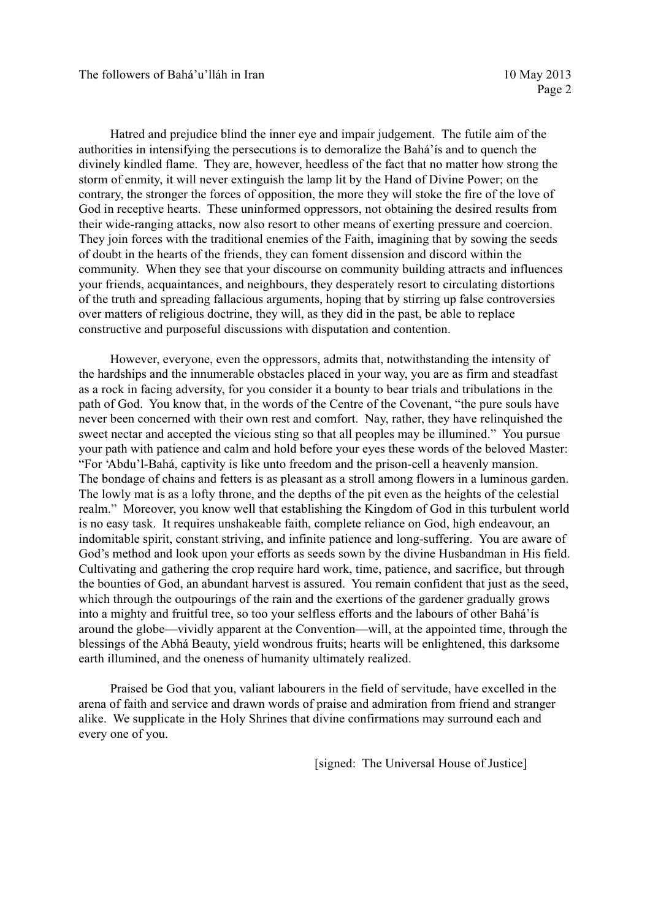Hatred and prejudice blind the inner eye and impair judgement. The futile aim of the authorities in intensifying the persecutions is to demoralize the Bahá'ís and to quench the divinely kindled flame. They are, however, heedless of the fact that no matter how strong the storm of enmity, it will never extinguish the lamp lit by the Hand of Divine Power; on the contrary, the stronger the forces of opposition, the more they will stoke the fire of the love of God in receptive hearts. These uninformed oppressors, not obtaining the desired results from their wide-ranging attacks, now also resort to other means of exerting pressure and coercion. They join forces with the traditional enemies of the Faith, imagining that by sowing the seeds of doubt in the hearts of the friends, they can foment dissension and discord within the community. When they see that your discourse on community building attracts and influences your friends, acquaintances, and neighbours, they desperately resort to circulating distortions of the truth and spreading fallacious arguments, hoping that by stirring up false controversies over matters of religious doctrine, they will, as they did in the past, be able to replace constructive and purposeful discussions with disputation and contention.

However, everyone, even the oppressors, admits that, notwithstanding the intensity of the hardships and the innumerable obstacles placed in your way, you are as firm and steadfast as a rock in facing adversity, for you consider it a bounty to bear trials and tribulations in the path of God. You know that, in the words of the Centre of the Covenant, "the pure souls have never been concerned with their own rest and comfort. Nay, rather, they have relinquished the sweet nectar and accepted the vicious sting so that all peoples may be illumined." You pursue your path with patience and calm and hold before your eyes these words of the beloved Master: "For 'Abdu'l-Bahá, captivity is like unto freedom and the prison-cell a heavenly mansion. The bondage of chains and fetters is as pleasant as a stroll among flowers in a luminous garden. The lowly mat is as a lofty throne, and the depths of the pit even as the heights of the celestial realm." Moreover, you know well that establishing the Kingdom of God in this turbulent world is no easy task. It requires unshakeable faith, complete reliance on God, high endeavour, an indomitable spirit, constant striving, and infinite patience and long-suffering. You are aware of God's method and look upon your efforts as seeds sown by the divine Husbandman in His field. Cultivating and gathering the crop require hard work, time, patience, and sacrifice, but through the bounties of God, an abundant harvest is assured. You remain confident that just as the seed, which through the outpourings of the rain and the exertions of the gardener gradually grows into a mighty and fruitful tree, so too your selfless efforts and the labours of other Bahá'ís around the globe—vividly apparent at the Convention—will, at the appointed time, through the blessings of the Abhá Beauty, yield wondrous fruits; hearts will be enlightened, this darksome earth illumined, and the oneness of humanity ultimately realized.

Praised be God that you, valiant labourers in the field of servitude, have excelled in the arena of faith and service and drawn words of praise and admiration from friend and stranger alike. We supplicate in the Holy Shrines that divine confirmations may surround each and every one of you.

[signed: The Universal House of Justice]